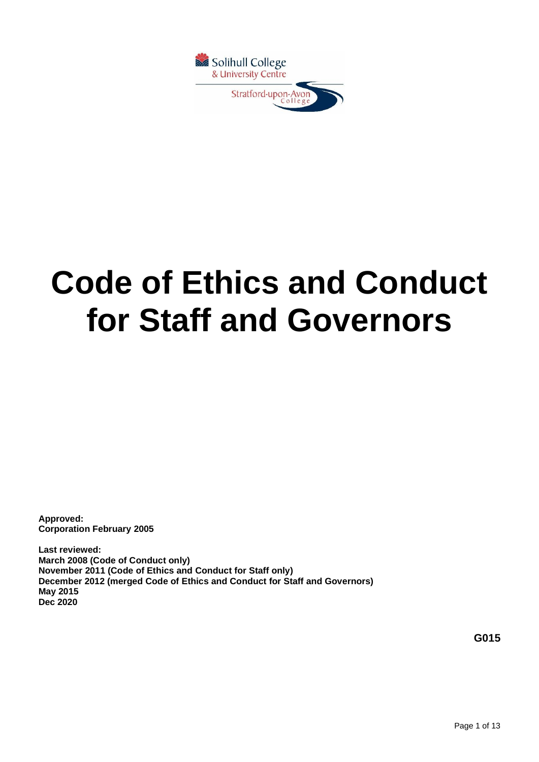# Code of Ethics and Conduct for Staff and Governors

**Approved:**
**Corporation February 2005**

**Last reviewed:**
**March 2008 (Code of Conduct only)**
**November 2011 (Code of Ethics and Conduct for Staff only)**
**December 2012 (merged Code of Ethics and Conduct for Staff and Governors)**
**May 2015**
**Dec 2020**

**G015**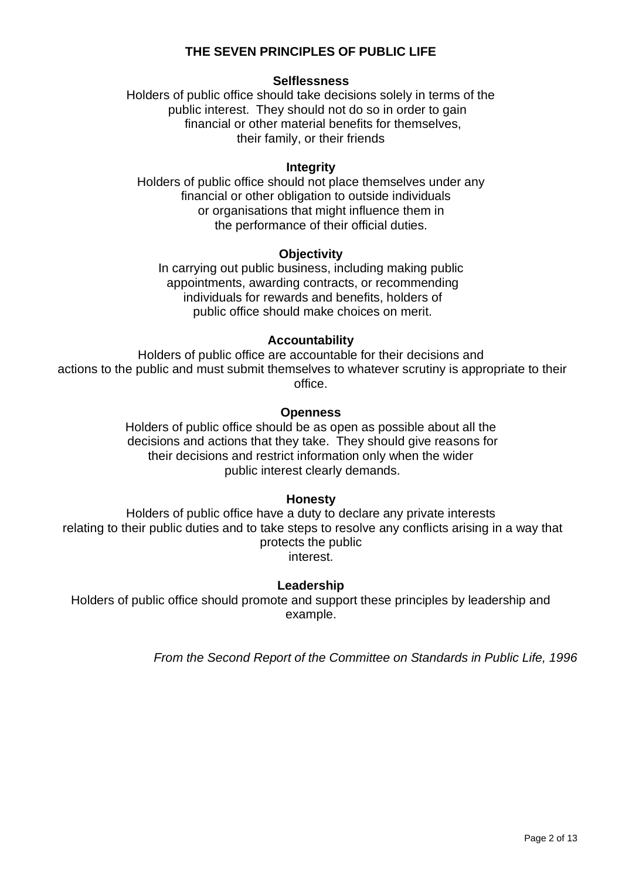# THE SEVEN PRINCIPLES OF PUBLIC LIFE

**Selflessness**

Holders of public office should take decisions solely in terms of the public interest. They should not do so in order to gain financial or other material benefits for themselves, their family, or their friends

**Integrity**

Holders of public office should not place themselves under any financial or other obligation to outside individuals or organisations that might influence them in the performance of their official duties.

**Objectivity**

In carrying out public business, including making public appointments, awarding contracts, or recommending individuals for rewards and benefits, holders of public office should make choices on merit.

**Accountability**

Holders of public office are accountable for their decisions and actions to the public and must submit themselves to whatever scrutiny is appropriate to their office.

**Openness**

Holders of public office should be as open as possible about all the decisions and actions that they take. They should give reasons for their decisions and restrict information only when the wider public interest clearly demands.

**Honesty**

Holders of public office have a duty to declare any private interests relating to their public duties and to take steps to resolve any conflicts arising in a way that protects the public interest.

**Leadership**

Holders of public office should promote and support these principles by leadership and example.

*From the Second Report of the Committee on Standards in Public Life, 1996*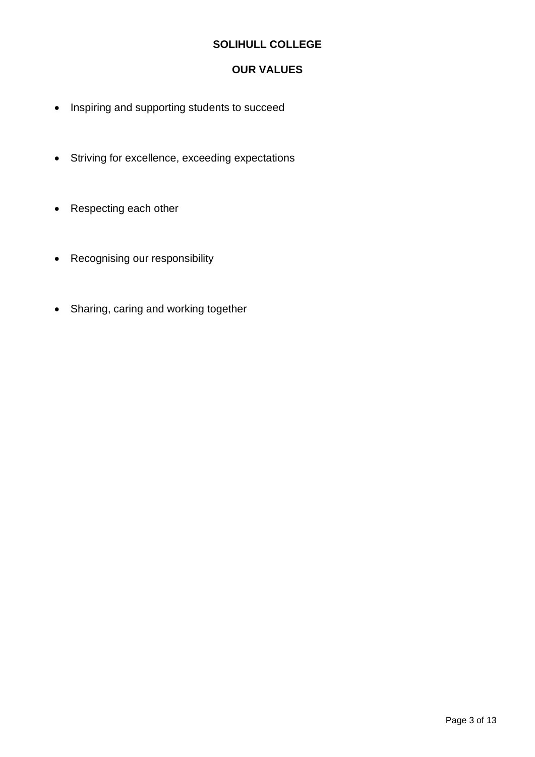# SOLIHULL COLLEGE

## OUR VALUES

- Inspiring and supporting students to succeed
- Striving for excellence, exceeding expectations
- Respecting each other
- Recognising our responsibility
- Sharing, caring and working together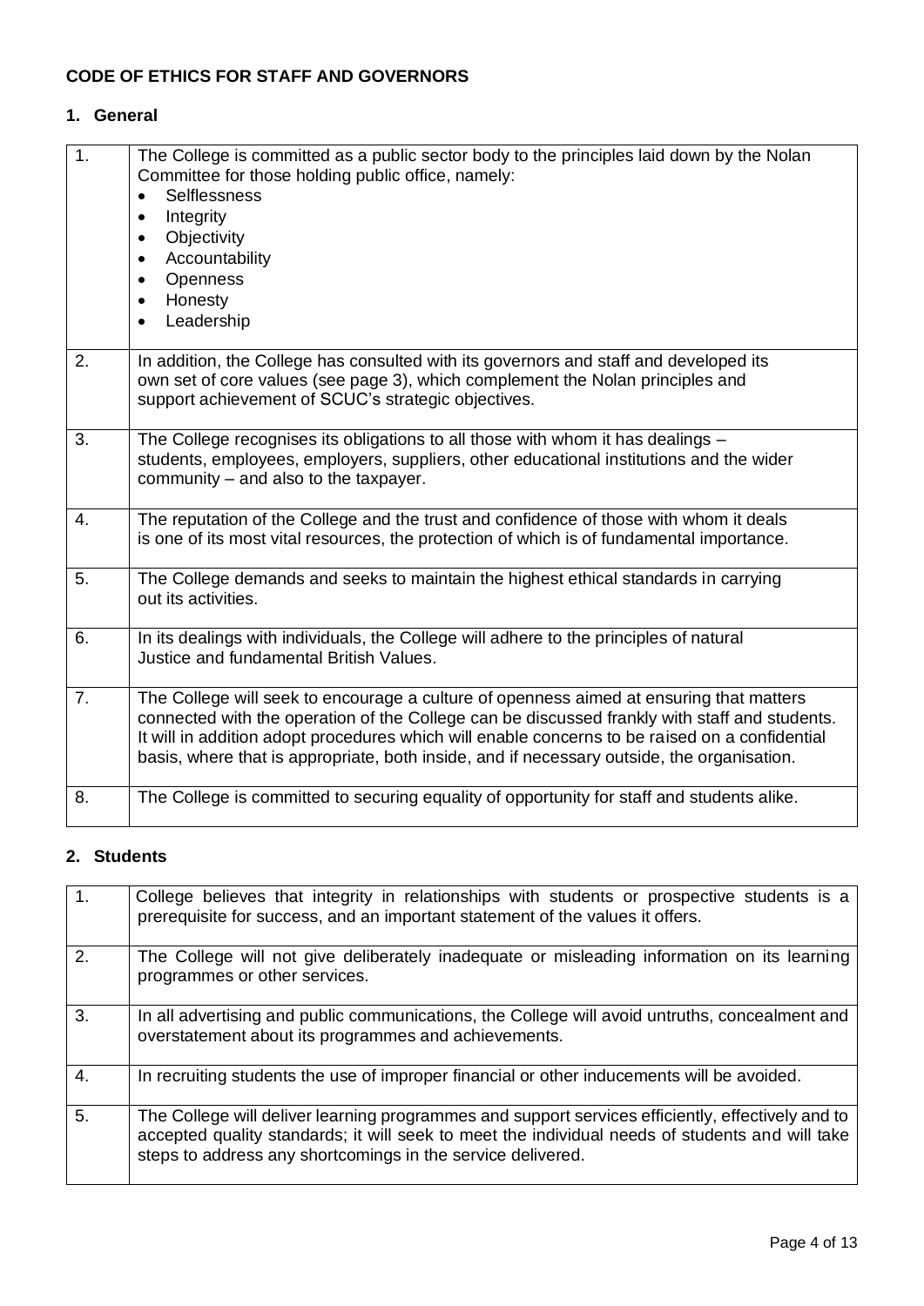## CODE OF ETHICS FOR STAFF AND GOVERNORS

### 1. General

| | |
|---|---|
| 1. | The College is committed as a public sector body to the principles laid down by the Nolan Committee for those holding public office, namely:<br>• Selflessness<br>• Integrity<br>• Objectivity<br>• Accountability<br>• Openness<br>• Honesty<br>• Leadership |
| 2. | In addition, the College has consulted with its governors and staff and developed its own set of core values (see page 3), which complement the Nolan principles and support achievement of SCUC's strategic objectives. |
| 3. | The College recognises its obligations to all those with whom it has dealings – students, employees, employers, suppliers, other educational institutions and the wider community – and also to the taxpayer. |
| 4. | The reputation of the College and the trust and confidence of those with whom it deals is one of its most vital resources, the protection of which is of fundamental importance. |
| 5. | The College demands and seeks to maintain the highest ethical standards in carrying out its activities. |
| 6. | In its dealings with individuals, the College will adhere to the principles of natural Justice and fundamental British Values. |
| 7. | The College will seek to encourage a culture of openness aimed at ensuring that matters connected with the operation of the College can be discussed frankly with staff and students. It will in addition adopt procedures which will enable concerns to be raised on a confidential basis, where that is appropriate, both inside, and if necessary outside, the organisation. |
| 8. | The College is committed to securing equality of opportunity for staff and students alike. |

### 2. Students

| | |
|---|---|
| 1. | College believes that integrity in relationships with students or prospective students is a prerequisite for success, and an important statement of the values it offers. |
| 2. | The College will not give deliberately inadequate or misleading information on its learning programmes or other services. |
| 3. | In all advertising and public communications, the College will avoid untruths, concealment and overstatement about its programmes and achievements. |
| 4. | In recruiting students the use of improper financial or other inducements will be avoided. |
| 5. | The College will deliver learning programmes and support services efficiently, effectively and to accepted quality standards; it will seek to meet the individual needs of students and will take steps to address any shortcomings in the service delivered. |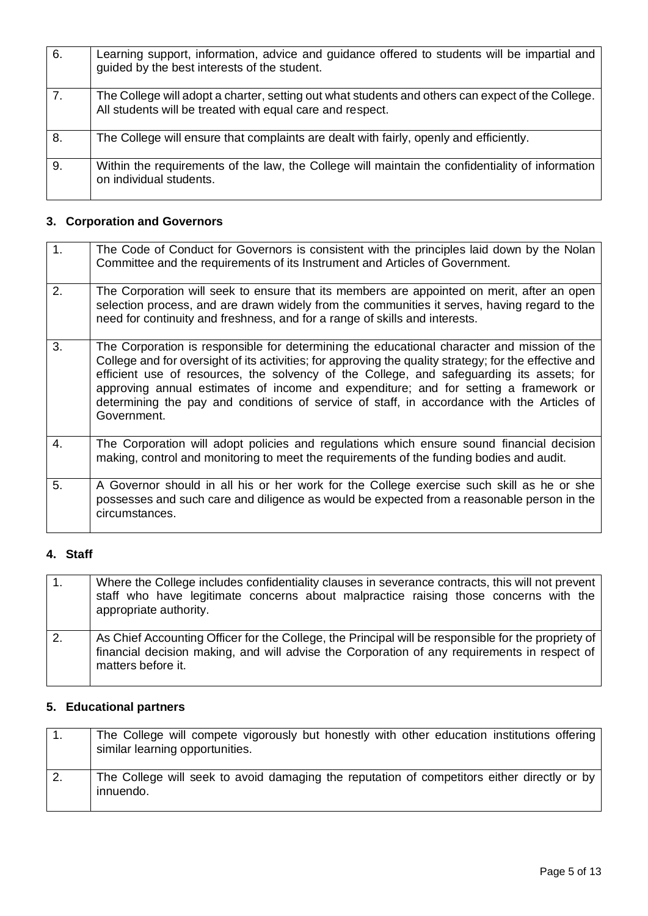| | |
|---|---|
| 6. | Learning support, information, advice and guidance offered to students will be impartial and guided by the best interests of the student. |
| 7. | The College will adopt a charter, setting out what students and others can expect of the College. All students will be treated with equal care and respect. |
| 8. | The College will ensure that complaints are dealt with fairly, openly and efficiently. |
| 9. | Within the requirements of the law, the College will maintain the confidentiality of information on individual students. |

## 3. Corporation and Governors

| | |
|---|---|
| 1. | The Code of Conduct for Governors is consistent with the principles laid down by the Nolan Committee and the requirements of its Instrument and Articles of Government. |
| 2. | The Corporation will seek to ensure that its members are appointed on merit, after an open selection process, and are drawn widely from the communities it serves, having regard to the need for continuity and freshness, and for a range of skills and interests. |
| 3. | The Corporation is responsible for determining the educational character and mission of the College and for oversight of its activities; for approving the quality strategy; for the effective and efficient use of resources, the solvency of the College, and safeguarding its assets; for approving annual estimates of income and expenditure; and for setting a framework or determining the pay and conditions of service of staff, in accordance with the Articles of Government. |
| 4. | The Corporation will adopt policies and regulations which ensure sound financial decision making, control and monitoring to meet the requirements of the funding bodies and audit. |
| 5. | A Governor should in all his or her work for the College exercise such skill as he or she possesses and such care and diligence as would be expected from a reasonable person in the circumstances. |

## 4. Staff

| | |
|---|---|
| 1. | Where the College includes confidentiality clauses in severance contracts, this will not prevent staff who have legitimate concerns about malpractice raising those concerns with the appropriate authority. |
| 2. | As Chief Accounting Officer for the College, the Principal will be responsible for the propriety of financial decision making, and will advise the Corporation of any requirements in respect of matters before it. |

## 5. Educational partners

| | |
|---|---|
| 1. | The College will compete vigorously but honestly with other education institutions offering similar learning opportunities. |
| 2. | The College will seek to avoid damaging the reputation of competitors either directly or by innuendo. |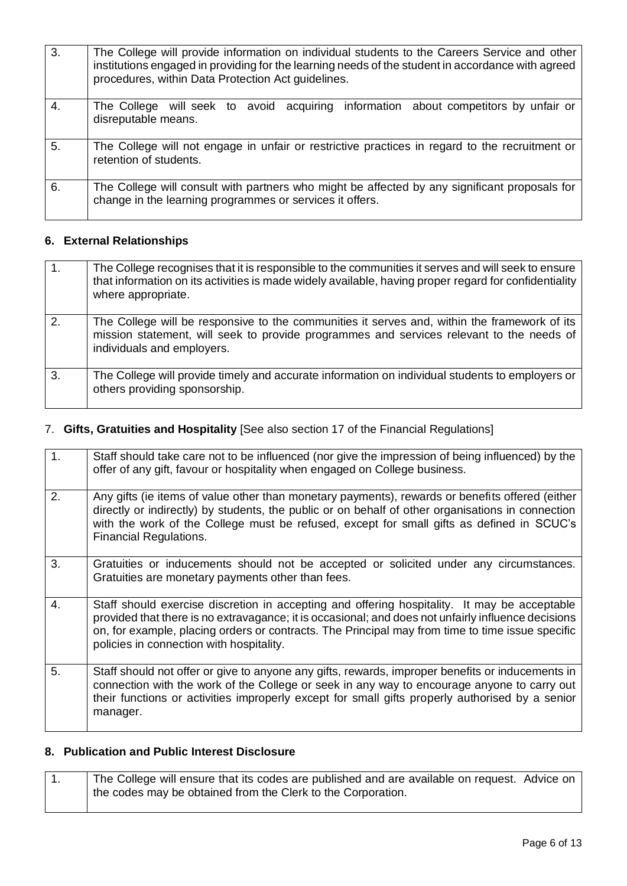| | |
|---|---|
| 3. | The College will provide information on individual students to the Careers Service and other institutions engaged in providing for the learning needs of the student in accordance with agreed procedures, within Data Protection Act guidelines. |
| 4. | The College will seek to avoid acquiring information about competitors by unfair or disreputable means. |
| 5. | The College will not engage in unfair or restrictive practices in regard to the recruitment or retention of students. |
| 6. | The College will consult with partners who might be affected by any significant proposals for change in the learning programmes or services it offers. |

## 6. External Relationships

| | |
|---|---|
| 1. | The College recognises that it is responsible to the communities it serves and will seek to ensure that information on its activities is made widely available, having proper regard for confidentiality where appropriate. |
| 2. | The College will be responsive to the communities it serves and, within the framework of its mission statement, will seek to provide programmes and services relevant to the needs of individuals and employers. |
| 3. | The College will provide timely and accurate information on individual students to employers or others providing sponsorship. |

## 7. **Gifts, Gratuities and Hospitality** [See also section 17 of the Financial Regulations]

| | |
|---|---|
| 1. | Staff should take care not to be influenced (nor give the impression of being influenced) by the offer of any gift, favour or hospitality when engaged on College business. |
| 2. | Any gifts (ie items of value other than monetary payments), rewards or benefits offered (either directly or indirectly) by students, the public or on behalf of other organisations in connection with the work of the College must be refused, except for small gifts as defined in SCUC's Financial Regulations. |
| 3. | Gratuities or inducements should not be accepted or solicited under any circumstances. Gratuities are monetary payments other than fees. |
| 4. | Staff should exercise discretion in accepting and offering hospitality. It may be acceptable provided that there is no extravagance; it is occasional; and does not unfairly influence decisions on, for example, placing orders or contracts. The Principal may from time to time issue specific policies in connection with hospitality. |
| 5. | Staff should not offer or give to anyone any gifts, rewards, improper benefits or inducements in connection with the work of the College or seek in any way to encourage anyone to carry out their functions or activities improperly except for small gifts properly authorised by a senior manager. |

## 8. Publication and Public Interest Disclosure

| | |
|---|---|
| 1. | The College will ensure that its codes are published and are available on request. Advice on the codes may be obtained from the Clerk to the Corporation. |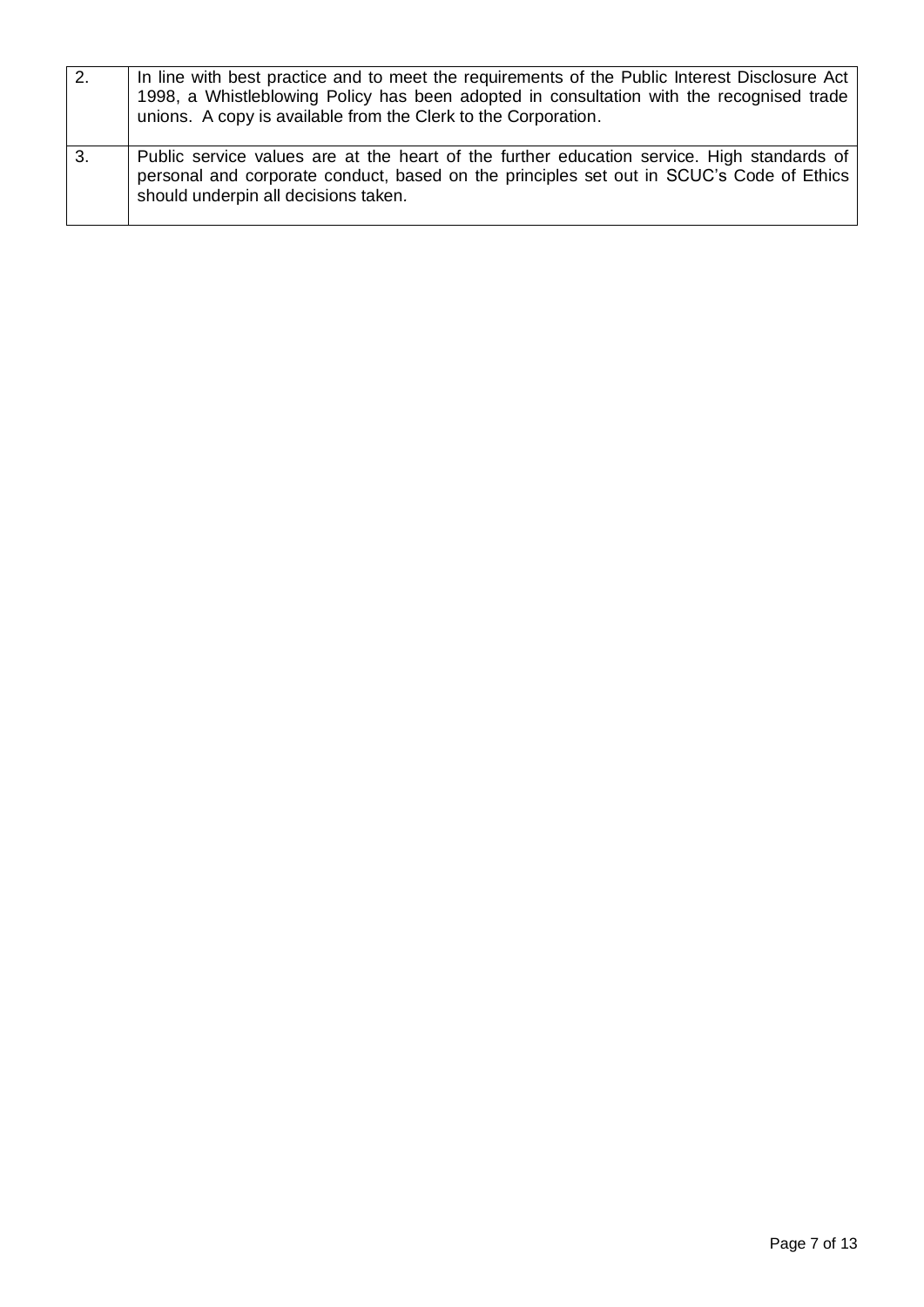| | |
|---|---|
| 2. | In line with best practice and to meet the requirements of the Public Interest Disclosure Act 1998, a Whistleblowing Policy has been adopted in consultation with the recognised trade unions. A copy is available from the Clerk to the Corporation. |
| 3. | Public service values are at the heart of the further education service. High standards of personal and corporate conduct, based on the principles set out in SCUC's Code of Ethics should underpin all decisions taken. |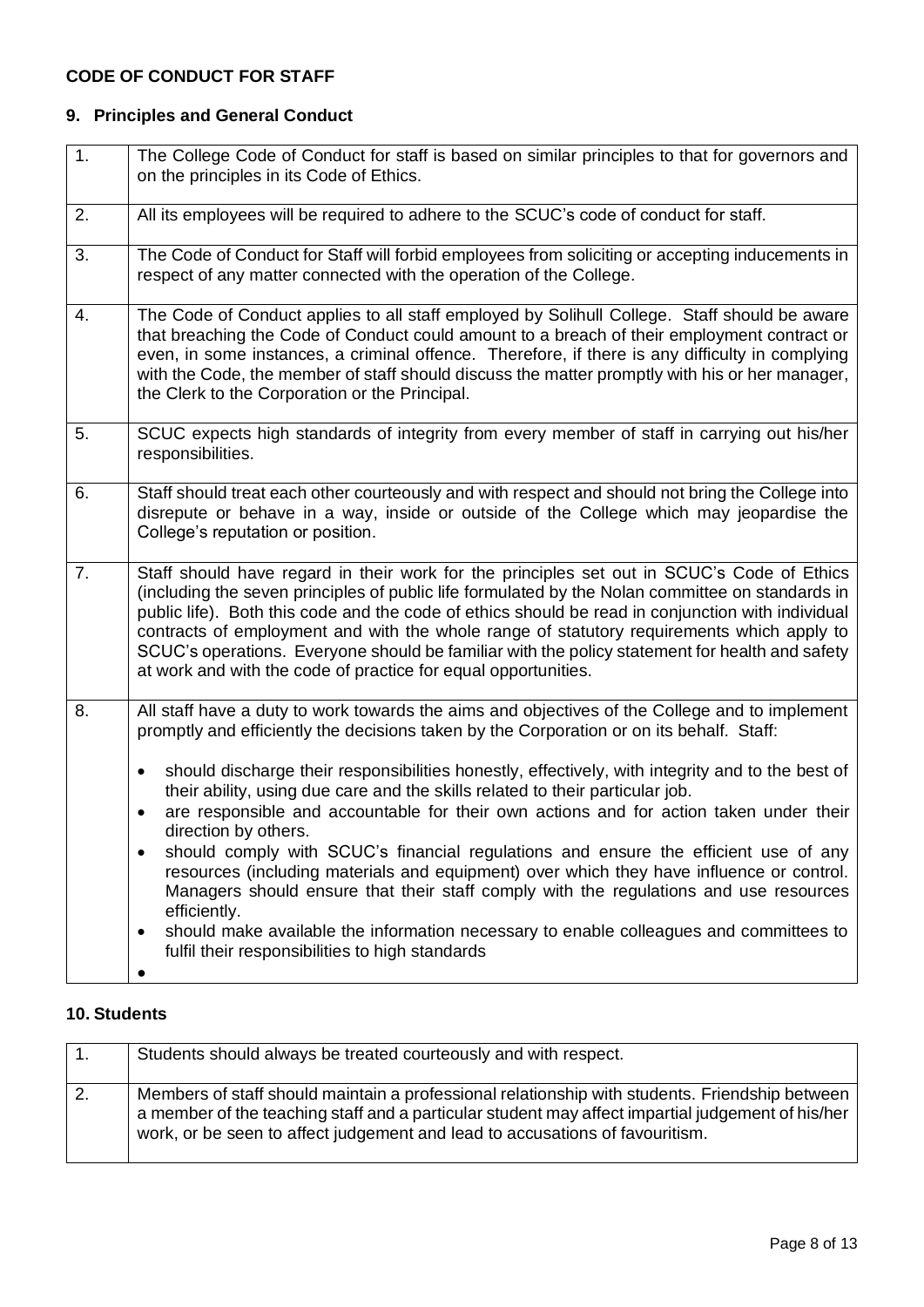**CODE OF CONDUCT FOR STAFF**

## 9. Principles and General Conduct

| | |
|---|---|
| 1. | The College Code of Conduct for staff is based on similar principles to that for governors and on the principles in its Code of Ethics. |
| 2. | All its employees will be required to adhere to the SCUC's code of conduct for staff. |
| 3. | The Code of Conduct for Staff will forbid employees from soliciting or accepting inducements in respect of any matter connected with the operation of the College. |
| 4. | The Code of Conduct applies to all staff employed by Solihull College. Staff should be aware that breaching the Code of Conduct could amount to a breach of their employment contract or even, in some instances, a criminal offence. Therefore, if there is any difficulty in complying with the Code, the member of staff should discuss the matter promptly with his or her manager, the Clerk to the Corporation or the Principal. |
| 5. | SCUC expects high standards of integrity from every member of staff in carrying out his/her responsibilities. |
| 6. | Staff should treat each other courteously and with respect and should not bring the College into disrepute or behave in a way, inside or outside of the College which may jeopardise the College's reputation or position. |
| 7. | Staff should have regard in their work for the principles set out in SCUC's Code of Ethics (including the seven principles of public life formulated by the Nolan committee on standards in public life). Both this code and the code of ethics should be read in conjunction with individual contracts of employment and with the whole range of statutory requirements which apply to SCUC's operations. Everyone should be familiar with the policy statement for health and safety at work and with the code of practice for equal opportunities. |
| 8. | All staff have a duty to work towards the aims and objectives of the College and to implement promptly and efficiently the decisions taken by the Corporation or on its behalf. Staff:<br>• should discharge their responsibilities honestly, effectively, with integrity and to the best of their ability, using due care and the skills related to their particular job.<br>• are responsible and accountable for their own actions and for action taken under their direction by others.<br>• should comply with SCUC's financial regulations and ensure the efficient use of any resources (including materials and equipment) over which they have influence or control. Managers should ensure that their staff comply with the regulations and use resources efficiently.<br>• should make available the information necessary to enable colleagues and committees to fulfil their responsibilities to high standards<br>• |

## 10. Students

| | |
|---|---|
| 1. | Students should always be treated courteously and with respect. |
| 2. | Members of staff should maintain a professional relationship with students. Friendship between a member of the teaching staff and a particular student may affect impartial judgement of his/her work, or be seen to affect judgement and lead to accusations of favouritism. |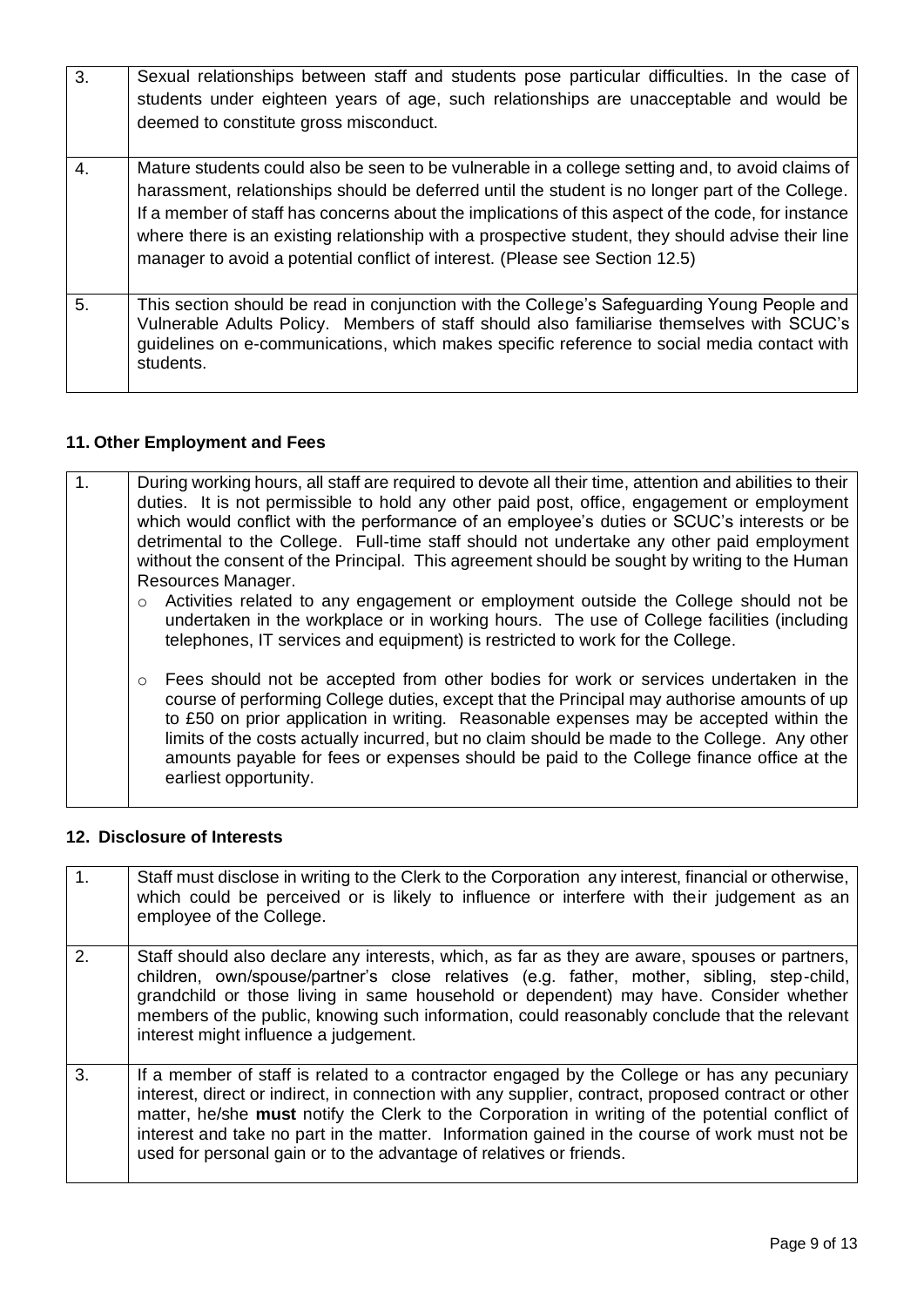| | |
|---|---|
| 3. | Sexual relationships between staff and students pose particular difficulties. In the case of students under eighteen years of age, such relationships are unacceptable and would be deemed to constitute gross misconduct. |
| 4. | Mature students could also be seen to be vulnerable in a college setting and, to avoid claims of harassment, relationships should be deferred until the student is no longer part of the College. If a member of staff has concerns about the implications of this aspect of the code, for instance where there is an existing relationship with a prospective student, they should advise their line manager to avoid a potential conflict of interest. (Please see Section 12.5) |
| 5. | This section should be read in conjunction with the College's Safeguarding Young People and Vulnerable Adults Policy. Members of staff should also familiarise themselves with SCUC's guidelines on e-communications, which makes specific reference to social media contact with students. |

## 11. Other Employment and Fees

| | |
|---|---|
| 1. | During working hours, all staff are required to devote all their time, attention and abilities to their duties. It is not permissible to hold any other paid post, office, engagement or employment which would conflict with the performance of an employee's duties or SCUC's interests or be detrimental to the College. Full-time staff should not undertake any other paid employment without the consent of the Principal. This agreement should be sought by writing to the Human Resources Manager.<br>○ Activities related to any engagement or employment outside the College should not be undertaken in the workplace or in working hours. The use of College facilities (including telephones, IT services and equipment) is restricted to work for the College.<br>○ Fees should not be accepted from other bodies for work or services undertaken in the course of performing College duties, except that the Principal may authorise amounts of up to £50 on prior application in writing. Reasonable expenses may be accepted within the limits of the costs actually incurred, but no claim should be made to the College. Any other amounts payable for fees or expenses should be paid to the College finance office at the earliest opportunity. |

## 12. Disclosure of Interests

| | |
|---|---|
| 1. | Staff must disclose in writing to the Clerk to the Corporation any interest, financial or otherwise, which could be perceived or is likely to influence or interfere with their judgement as an employee of the College. |
| 2. | Staff should also declare any interests, which, as far as they are aware, spouses or partners, children, own/spouse/partner's close relatives (e.g. father, mother, sibling, step-child, grandchild or those living in same household or dependent) may have. Consider whether members of the public, knowing such information, could reasonably conclude that the relevant interest might influence a judgement. |
| 3. | If a member of staff is related to a contractor engaged by the College or has any pecuniary interest, direct or indirect, in connection with any supplier, contract, proposed contract or other matter, he/she **must** notify the Clerk to the Corporation in writing of the potential conflict of interest and take no part in the matter. Information gained in the course of work must not be used for personal gain or to the advantage of relatives or friends. |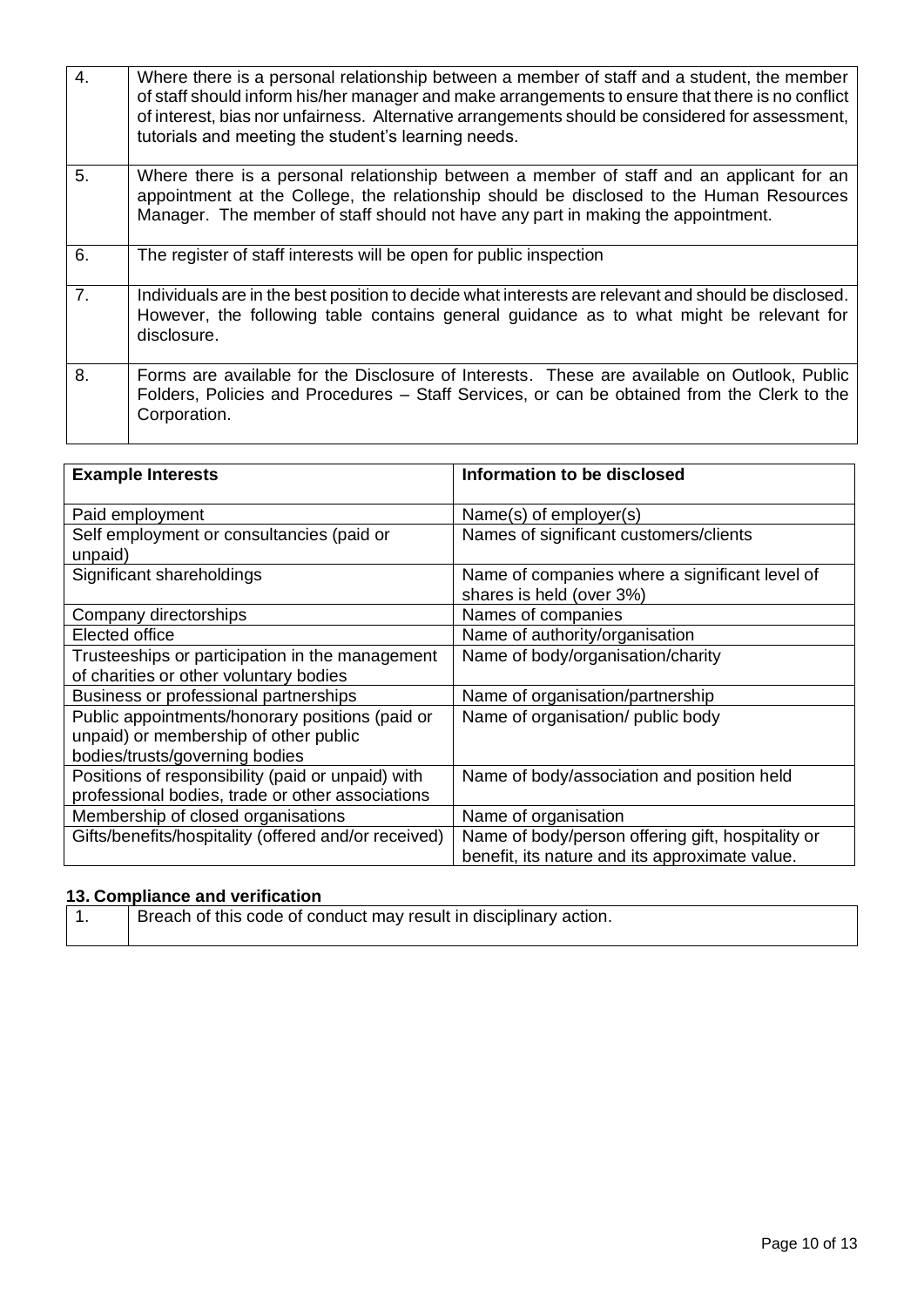| | |
|---|---|
| 4. | Where there is a personal relationship between a member of staff and a student, the member of staff should inform his/her manager and make arrangements to ensure that there is no conflict of interest, bias nor unfairness. Alternative arrangements should be considered for assessment, tutorials and meeting the student's learning needs. |
| 5. | Where there is a personal relationship between a member of staff and an applicant for an appointment at the College, the relationship should be disclosed to the Human Resources Manager. The member of staff should not have any part in making the appointment. |
| 6. | The register of staff interests will be open for public inspection |
| 7. | Individuals are in the best position to decide what interests are relevant and should be disclosed. However, the following table contains general guidance as to what might be relevant for disclosure. |
| 8. | Forms are available for the Disclosure of Interests. These are available on Outlook, Public Folders, Policies and Procedures – Staff Services, or can be obtained from the Clerk to the Corporation. |

| Example Interests | Information to be disclosed |
|---|---|
| Paid employment | Name(s) of employer(s) |
| Self employment or consultancies (paid or unpaid) | Names of significant customers/clients |
| Significant shareholdings | Name of companies where a significant level of shares is held (over 3%) |
| Company directorships | Names of companies |
| Elected office | Name of authority/organisation |
| Trusteeships or participation in the management of charities or other voluntary bodies | Name of body/organisation/charity |
| Business or professional partnerships | Name of organisation/partnership |
| Public appointments/honorary positions (paid or unpaid) or membership of other public bodies/trusts/governing bodies | Name of organisation/ public body |
| Positions of responsibility (paid or unpaid) with professional bodies, trade or other associations | Name of body/association and position held |
| Membership of closed organisations | Name of organisation |
| Gifts/benefits/hospitality (offered and/or received) | Name of body/person offering gift, hospitality or benefit, its nature and its approximate value. |

## 13. Compliance and verification

| | |
|---|---|
| 1. | Breach of this code of conduct may result in disciplinary action. |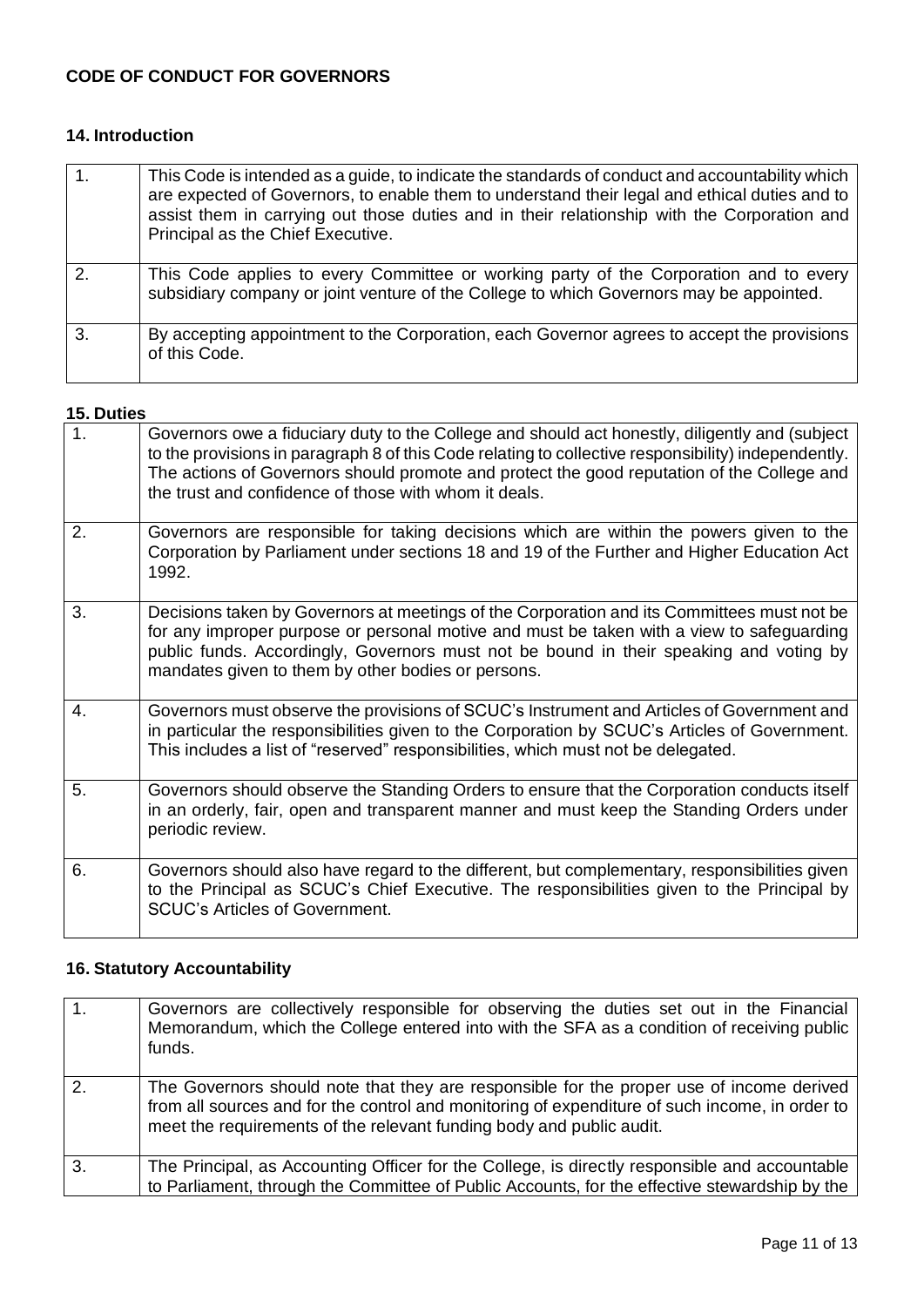## CODE OF CONDUCT FOR GOVERNORS

### 14. Introduction

| | |
|---|---|
| 1. | This Code is intended as a guide, to indicate the standards of conduct and accountability which are expected of Governors, to enable them to understand their legal and ethical duties and to assist them in carrying out those duties and in their relationship with the Corporation and Principal as the Chief Executive. |
| 2. | This Code applies to every Committee or working party of the Corporation and to every subsidiary company or joint venture of the College to which Governors may be appointed. |
| 3. | By accepting appointment to the Corporation, each Governor agrees to accept the provisions of this Code. |

### 15. Duties

| | |
|---|---|
| 1. | Governors owe a fiduciary duty to the College and should act honestly, diligently and (subject to the provisions in paragraph 8 of this Code relating to collective responsibility) independently. The actions of Governors should promote and protect the good reputation of the College and the trust and confidence of those with whom it deals. |
| 2. | Governors are responsible for taking decisions which are within the powers given to the Corporation by Parliament under sections 18 and 19 of the Further and Higher Education Act 1992. |
| 3. | Decisions taken by Governors at meetings of the Corporation and its Committees must not be for any improper purpose or personal motive and must be taken with a view to safeguarding public funds. Accordingly, Governors must not be bound in their speaking and voting by mandates given to them by other bodies or persons. |
| 4. | Governors must observe the provisions of SCUC's Instrument and Articles of Government and in particular the responsibilities given to the Corporation by SCUC's Articles of Government. This includes a list of "reserved" responsibilities, which must not be delegated. |
| 5. | Governors should observe the Standing Orders to ensure that the Corporation conducts itself in an orderly, fair, open and transparent manner and must keep the Standing Orders under periodic review. |
| 6. | Governors should also have regard to the different, but complementary, responsibilities given to the Principal as SCUC's Chief Executive. The responsibilities given to the Principal by SCUC's Articles of Government. |

### 16. Statutory Accountability

| | |
|---|---|
| 1. | Governors are collectively responsible for observing the duties set out in the Financial Memorandum, which the College entered into with the SFA as a condition of receiving public funds. |
| 2. | The Governors should note that they are responsible for the proper use of income derived from all sources and for the control and monitoring of expenditure of such income, in order to meet the requirements of the relevant funding body and public audit. |
| 3. | The Principal, as Accounting Officer for the College, is directly responsible and accountable to Parliament, through the Committee of Public Accounts, for the effective stewardship by the |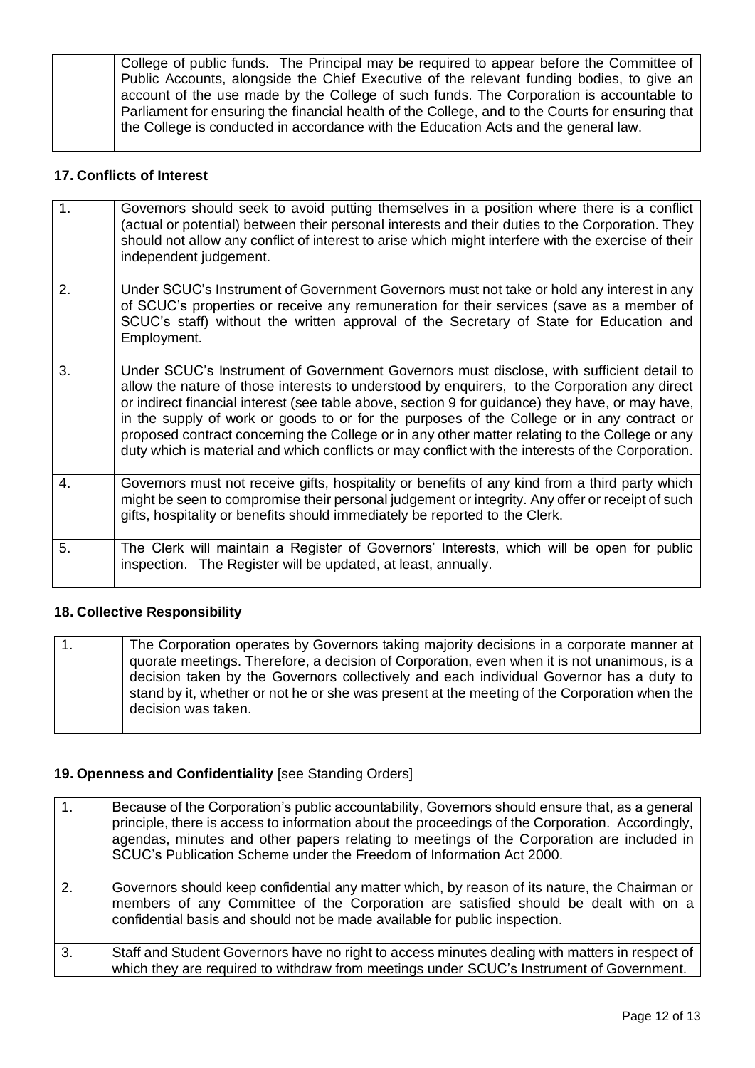| | College of public funds. The Principal may be required to appear before the Committee of Public Accounts, alongside the Chief Executive of the relevant funding bodies, to give an account of the use made by the College of such funds. The Corporation is accountable to Parliament for ensuring the financial health of the College, and to the Courts for ensuring that the College is conducted in accordance with the Education Acts and the general law. |
|---|---|

**17. Conflicts of Interest**

| | |
|---|---|
| 1. | Governors should seek to avoid putting themselves in a position where there is a conflict (actual or potential) between their personal interests and their duties to the Corporation. They should not allow any conflict of interest to arise which might interfere with the exercise of their independent judgement. |
| 2. | Under SCUC's Instrument of Government Governors must not take or hold any interest in any of SCUC's properties or receive any remuneration for their services (save as a member of SCUC's staff) without the written approval of the Secretary of State for Education and Employment. |
| 3. | Under SCUC's Instrument of Government Governors must disclose, with sufficient detail to allow the nature of those interests to understood by enquirers, to the Corporation any direct or indirect financial interest (see table above, section 9 for guidance) they have, or may have, in the supply of work or goods to or for the purposes of the College or in any contract or proposed contract concerning the College or in any other matter relating to the College or any duty which is material and which conflicts or may conflict with the interests of the Corporation. |
| 4. | Governors must not receive gifts, hospitality or benefits of any kind from a third party which might be seen to compromise their personal judgement or integrity. Any offer or receipt of such gifts, hospitality or benefits should immediately be reported to the Clerk. |
| 5. | The Clerk will maintain a Register of Governors' Interests, which will be open for public inspection. The Register will be updated, at least, annually. |

**18. Collective Responsibility**

| | |
|---|---|
| 1. | The Corporation operates by Governors taking majority decisions in a corporate manner at quorate meetings. Therefore, a decision of Corporation, even when it is not unanimous, is a decision taken by the Governors collectively and each individual Governor has a duty to stand by it, whether or not he or she was present at the meeting of the Corporation when the decision was taken. |

**19. Openness and Confidentiality** [see Standing Orders]

| | |
|---|---|
| 1. | Because of the Corporation's public accountability, Governors should ensure that, as a general principle, there is access to information about the proceedings of the Corporation. Accordingly, agendas, minutes and other papers relating to meetings of the Corporation are included in SCUC's Publication Scheme under the Freedom of Information Act 2000. |
| 2. | Governors should keep confidential any matter which, by reason of its nature, the Chairman or members of any Committee of the Corporation are satisfied should be dealt with on a confidential basis and should not be made available for public inspection. |
| 3. | Staff and Student Governors have no right to access minutes dealing with matters in respect of which they are required to withdraw from meetings under SCUC's Instrument of Government. |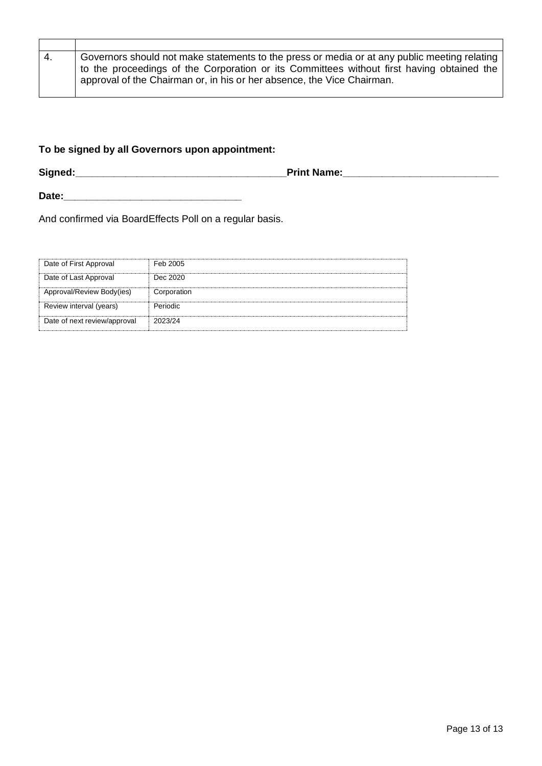| | |
|---|---|
| 4. | Governors should not make statements to the press or media or at any public meeting relating to the proceedings of the Corporation or its Committees without first having obtained the approval of the Chairman or, in his or her absence, the Vice Chairman. |

**To be signed by all Governors upon appointment:**

**Signed:**_____________________________________**Print Name:**___________________________

**Date:**________________________________

And confirmed via BoardEffects Poll on a regular basis.

| | |
|---|---|
| Date of First Approval | Feb 2005 |
| Date of Last Approval | Dec 2020 |
| Approval/Review Body(ies) | Corporation |
| Review interval (years) | Periodic |
| Date of next review/approval | 2023/24 |